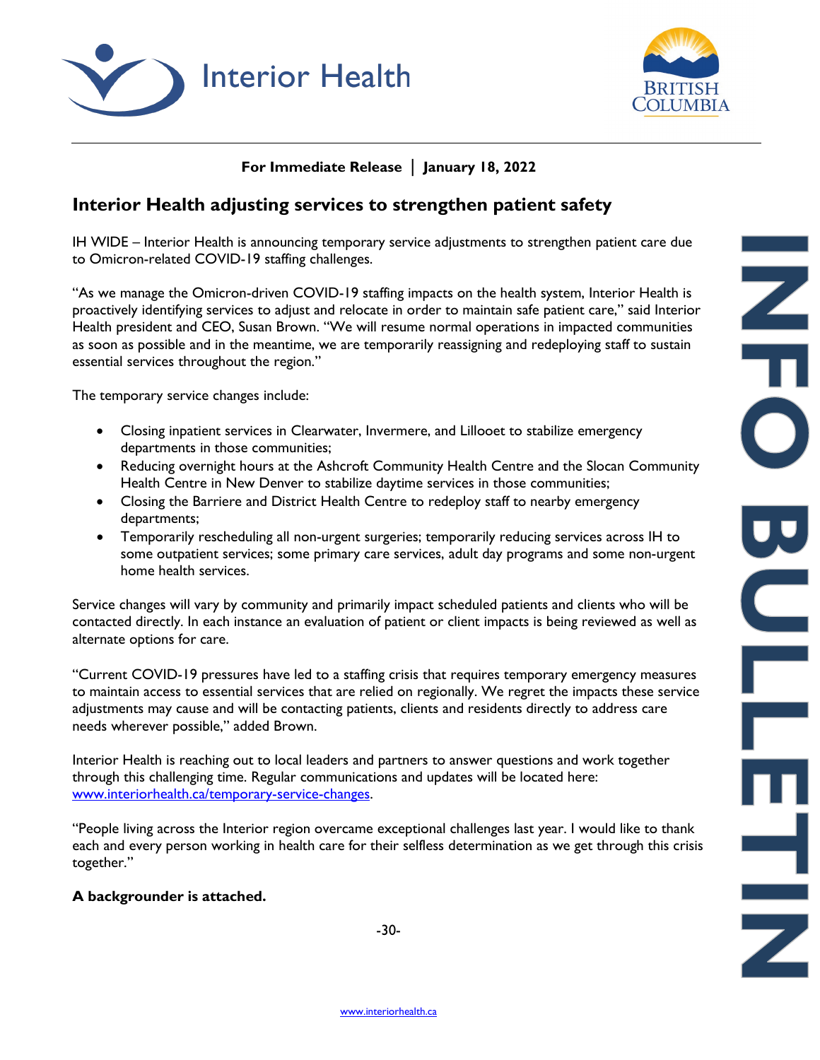Interior Health

BRITISH COLUMBIA

**For Immediate Release | January 18, 2022**

## Interior Health adjusting services to strengthen patient safety

IH WIDE – Interior Health is announcing temporary service adjustments to strengthen patient care due to Omicron-related COVID-19 staffing challenges.

"As we manage the Omicron-driven COVID-19 staffing impacts on the health system, Interior Health is proactively identifying services to adjust and relocate in order to maintain safe patient care," said Interior Health president and CEO, Susan Brown. "We will resume normal operations in impacted communities as soon as possible and in the meantime, we are temporarily reassigning and redeploying staff to sustain essential services throughout the region."

The temporary service changes include:

- Closing inpatient services in Clearwater, Invermere, and Lillooet to stabilize emergency departments in those communities;
- Reducing overnight hours at the Ashcroft Community Health Centre and the Slocan Community Health Centre in New Denver to stabilize daytime services in those communities;
- Closing the Barriere and District Health Centre to redeploy staff to nearby emergency departments;
- Temporarily rescheduling all non-urgent surgeries; temporarily reducing services across IH to some outpatient services; some primary care services, adult day programs and some non-urgent home health services.

Service changes will vary by community and primarily impact scheduled patients and clients who will be contacted directly. In each instance an evaluation of patient or client impacts is being reviewed as well as alternate options for care.

"Current COVID-19 pressures have led to a staffing crisis that requires temporary emergency measures to maintain access to essential services that are relied on regionally. We regret the impacts these service adjustments may cause and will be contacting patients, clients and residents directly to address care needs wherever possible," added Brown.

Interior Health is reaching out to local leaders and partners to answer questions and work together through this challenging time. Regular communications and updates will be located here: [www.interiorhealth.ca/temporary-service-changes](http://www.interiorhealth.ca/temporary-service-changes).

"People living across the Interior region overcame exceptional challenges last year. I would like to thank each and every person working in health care for their selfless determination as we get through this crisis together."

**A backgrounder is attached.**

-30-

INFO BULLETIN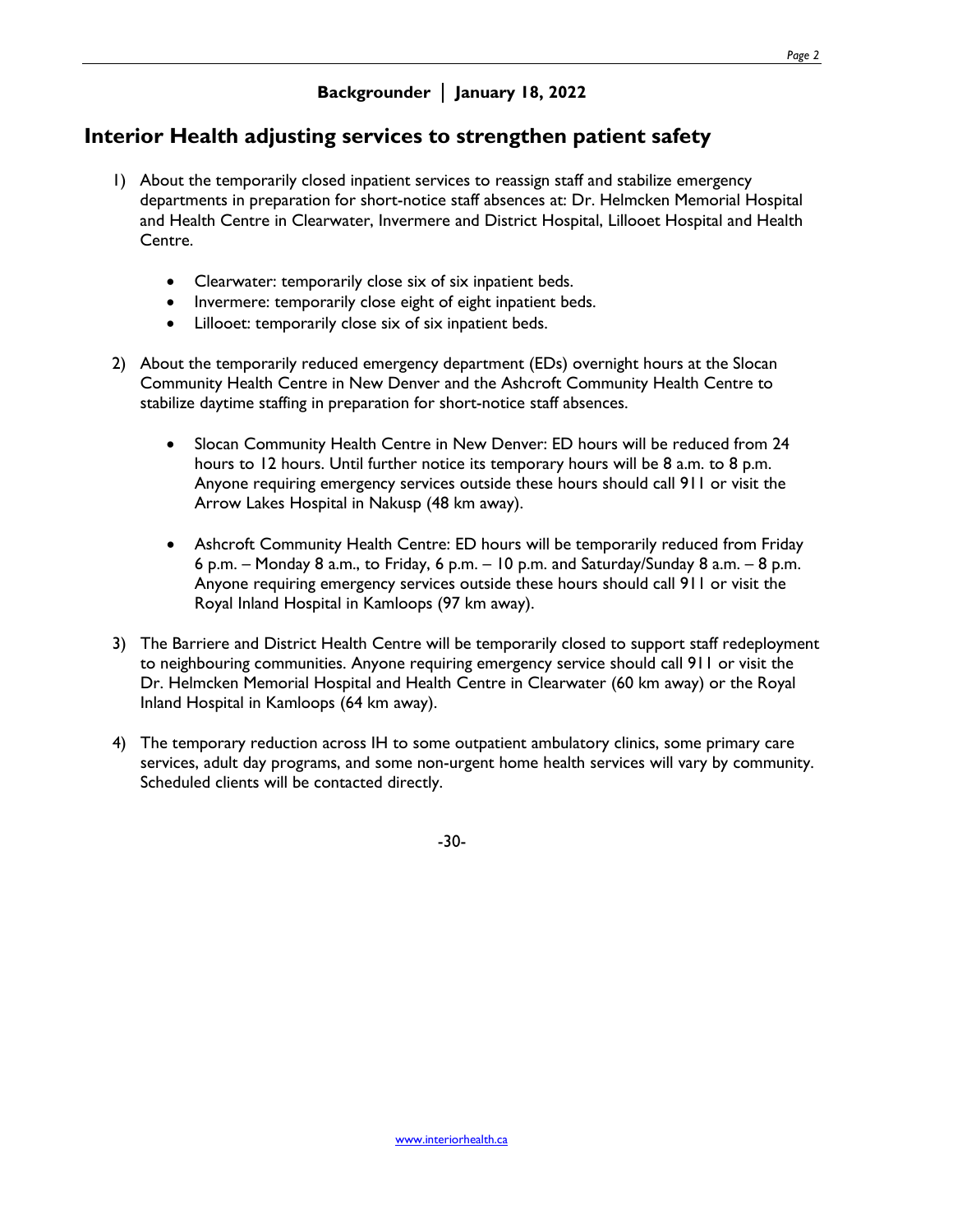**Backgrounder | January 18, 2022**

## Interior Health adjusting services to strengthen patient safety

1) About the temporarily closed inpatient services to reassign staff and stabilize emergency departments in preparation for short-notice staff absences at: Dr. Helmcken Memorial Hospital and Health Centre in Clearwater, Invermere and District Hospital, Lillooet Hospital and Health Centre.

   - Clearwater: temporarily close six of six inpatient beds.
   - Invermere: temporarily close eight of eight inpatient beds.
   - Lillooet: temporarily close six of six inpatient beds.

2) About the temporarily reduced emergency department (EDs) overnight hours at the Slocan Community Health Centre in New Denver and the Ashcroft Community Health Centre to stabilize daytime staffing in preparation for short-notice staff absences.

   - Slocan Community Health Centre in New Denver: ED hours will be reduced from 24 hours to 12 hours. Until further notice its temporary hours will be 8 a.m. to 8 p.m. Anyone requiring emergency services outside these hours should call 911 or visit the Arrow Lakes Hospital in Nakusp (48 km away).

   - Ashcroft Community Health Centre: ED hours will be temporarily reduced from Friday 6 p.m. – Monday 8 a.m., to Friday, 6 p.m. – 10 p.m. and Saturday/Sunday 8 a.m. – 8 p.m. Anyone requiring emergency services outside these hours should call 911 or visit the Royal Inland Hospital in Kamloops (97 km away).

3) The Barriere and District Health Centre will be temporarily closed to support staff redeployment to neighbouring communities. Anyone requiring emergency service should call 911 or visit the Dr. Helmcken Memorial Hospital and Health Centre in Clearwater (60 km away) or the Royal Inland Hospital in Kamloops (64 km away).

4) The temporary reduction across IH to some outpatient ambulatory clinics, some primary care services, adult day programs, and some non-urgent home health services will vary by community. Scheduled clients will be contacted directly.

-30-

www.interiorhealth.ca